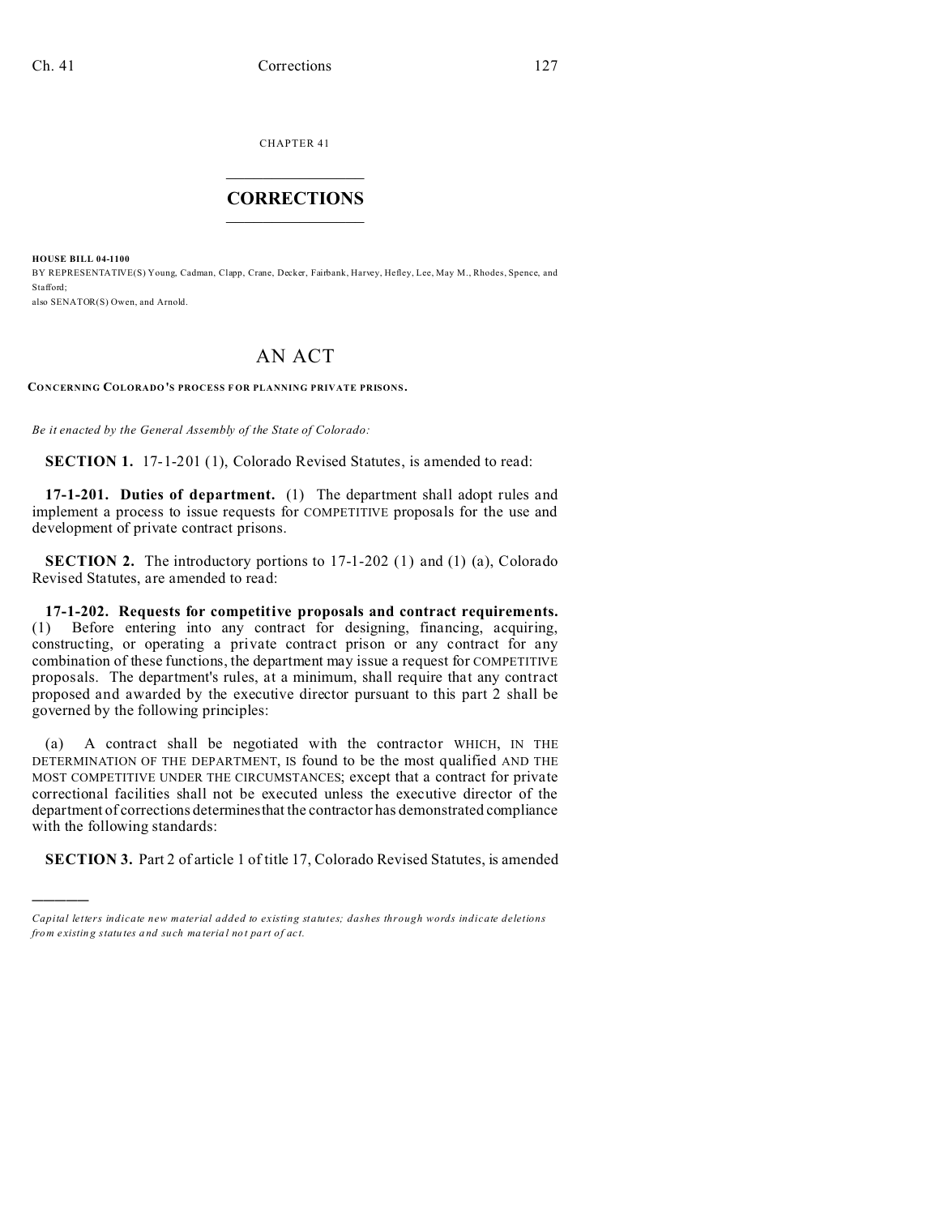CHAPTER 41

# CORRECTIONS

**HOUSE BILL 04-1100**

BY REPRESENTATIVE(S) Young, Cadman, Clapp, Crane, Decker, Fairbank, Harvey, Hefley, Lee, May M., Rhodes, Spence, and Stafford;

also SENATOR(S) Owen, and Arnold.

# AN ACT

**CONCERNING COLORADO'S PROCESS FOR PLANNING PRIVATE PRISONS.**

*Be it enacted by the General Assembly of the State of Colorado:*

**SECTION 1.** 17-1-201 (1), Colorado Revised Statutes, is amended to read:

**17-1-201. Duties of department.** (1) The department shall adopt rules and implement a process to issue requests for COMPETITIVE proposals for the use and development of private contract prisons.

**SECTION 2.** The introductory portions to 17-1-202 (1) and (1) (a), Colorado Revised Statutes, are amended to read:

**17-1-202. Requests for competitive proposals and contract requirements.** (1) Before entering into any contract for designing, financing, acquiring, constructing, or operating a private contract prison or any contract for any combination of these functions, the department may issue a request for COMPETITIVE proposals. The department's rules, at a minimum, shall require that any contract proposed and awarded by the executive director pursuant to this part 2 shall be governed by the following principles:

(a) A contract shall be negotiated with the contractor WHICH, IN THE DETERMINATION OF THE DEPARTMENT, IS found to be the most qualified AND THE MOST COMPETITIVE UNDER THE CIRCUMSTANCES; except that a contract for private correctional facilities shall not be executed unless the executive director of the department of corrections determines that the contractor has demonstrated compliance with the following standards:

**SECTION 3.** Part 2 of article 1 of title 17, Colorado Revised Statutes, is amended

*Capital letters indicate new material added to existing statutes; dashes through words indicate deletions from existing statutes and such material not part of act.*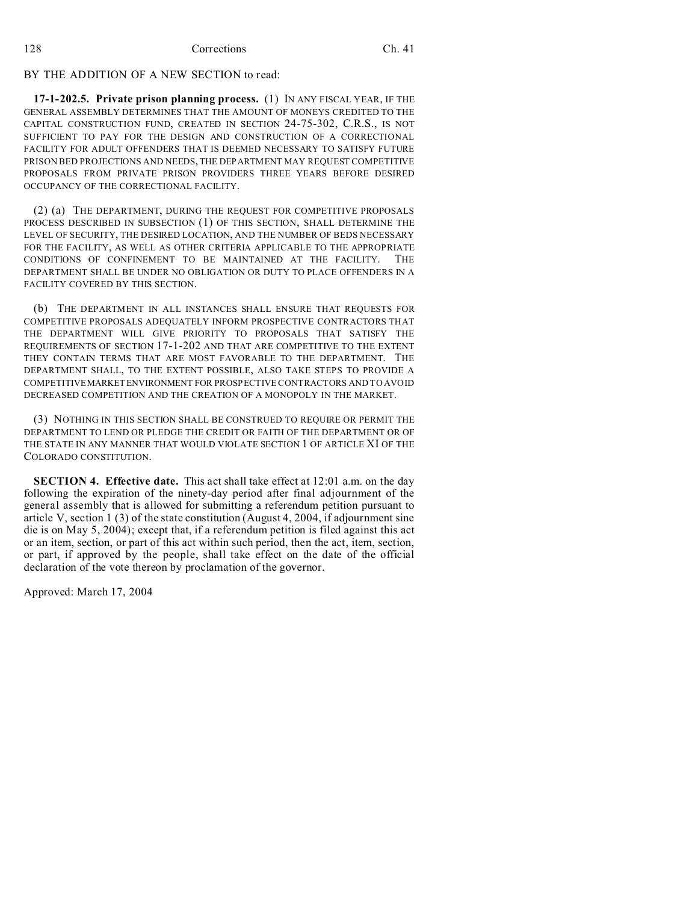BY THE ADDITION OF A NEW SECTION to read:

**17-1-202.5. Private prison planning process.** (1) IN ANY FISCAL YEAR, IF THE GENERAL ASSEMBLY DETERMINES THAT THE AMOUNT OF MONEYS CREDITED TO THE CAPITAL CONSTRUCTION FUND, CREATED IN SECTION 24-75-302, C.R.S., IS NOT SUFFICIENT TO PAY FOR THE DESIGN AND CONSTRUCTION OF A CORRECTIONAL FACILITY FOR ADULT OFFENDERS THAT IS DEEMED NECESSARY TO SATISFY FUTURE PRISON BED PROJECTIONS AND NEEDS, THE DEPARTMENT MAY REQUEST COMPETITIVE PROPOSALS FROM PRIVATE PRISON PROVIDERS THREE YEARS BEFORE DESIRED OCCUPANCY OF THE CORRECTIONAL FACILITY.

(2) (a) THE DEPARTMENT, DURING THE REQUEST FOR COMPETITIVE PROPOSALS PROCESS DESCRIBED IN SUBSECTION (1) OF THIS SECTION, SHALL DETERMINE THE LEVEL OF SECURITY, THE DESIRED LOCATION, AND THE NUMBER OF BEDS NECESSARY FOR THE FACILITY, AS WELL AS OTHER CRITERIA APPLICABLE TO THE APPROPRIATE CONDITIONS OF CONFINEMENT TO BE MAINTAINED AT THE FACILITY. THE DEPARTMENT SHALL BE UNDER NO OBLIGATION OR DUTY TO PLACE OFFENDERS IN A FACILITY COVERED BY THIS SECTION.

(b) THE DEPARTMENT IN ALL INSTANCES SHALL ENSURE THAT REQUESTS FOR COMPETITIVE PROPOSALS ADEQUATELY INFORM PROSPECTIVE CONTRACTORS THAT THE DEPARTMENT WILL GIVE PRIORITY TO PROPOSALS THAT SATISFY THE REQUIREMENTS OF SECTION 17-1-202 AND THAT ARE COMPETITIVE TO THE EXTENT THEY CONTAIN TERMS THAT ARE MOST FAVORABLE TO THE DEPARTMENT. THE DEPARTMENT SHALL, TO THE EXTENT POSSIBLE, ALSO TAKE STEPS TO PROVIDE A COMPETITIVE MARKET ENVIRONMENT FOR PROSPECTIVE CONTRACTORS AND TO AVOID DECREASED COMPETITION AND THE CREATION OF A MONOPOLY IN THE MARKET.

(3) NOTHING IN THIS SECTION SHALL BE CONSTRUED TO REQUIRE OR PERMIT THE DEPARTMENT TO LEND OR PLEDGE THE CREDIT OR FAITH OF THE DEPARTMENT OR OF THE STATE IN ANY MANNER THAT WOULD VIOLATE SECTION 1 OF ARTICLE XI OF THE COLORADO CONSTITUTION.

**SECTION 4. Effective date.** This act shall take effect at 12:01 a.m. on the day following the expiration of the ninety-day period after final adjournment of the general assembly that is allowed for submitting a referendum petition pursuant to article V, section 1 (3) of the state constitution (August 4, 2004, if adjournment sine die is on May 5, 2004); except that, if a referendum petition is filed against this act or an item, section, or part of this act within such period, then the act, item, section, or part, if approved by the people, shall take effect on the date of the official declaration of the vote thereon by proclamation of the governor.

Approved: March 17, 2004